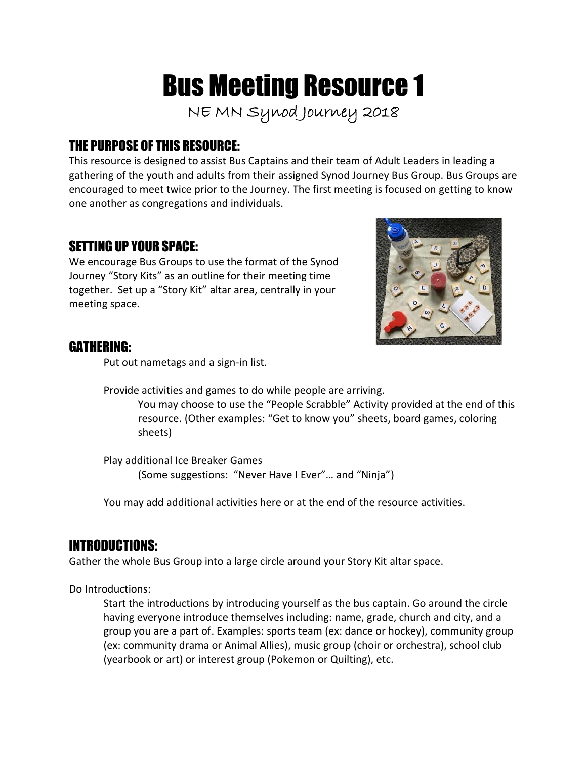# Bus Meeting Resource 1

NE MN Synod Journey 2018

## THE PURPOSE OF THIS RESOURCE:

This resource is designed to assist Bus Captains and their team of Adult Leaders in leading a gathering of the youth and adults from their assigned Synod Journey Bus Group. Bus Groups are encouraged to meet twice prior to the Journey. The first meeting is focused on getting to know one another as congregations and individuals.

## SETTING UP YOUR SPACE:

We encourage Bus Groups to use the format of the Synod Journey "Story Kits" as an outline for their meeting time together. Set up a "Story Kit" altar area, centrally in your meeting space.

## GATHERING:

Put out nametags and a sign-in list.

Provide activities and games to do while people are arriving.

You may choose to use the "People Scrabble" Activity provided at the end of this resource. (Other examples: "Get to know you" sheets, board games, coloring sheets)

Play additional Ice Breaker Games

(Some suggestions: "Never Have I Ever"… and "Ninja")

You may add additional activities here or at the end of the resource activities.

## INTRODUCTIONS:

Gather the whole Bus Group into a large circle around your Story Kit altar space.

Do Introductions:

Start the introductions by introducing yourself as the bus captain. Go around the circle having everyone introduce themselves including: name, grade, church and city, and a group you are a part of. Examples: sports team (ex: dance or hockey), community group (ex: community drama or Animal Allies), music group (choir or orchestra), school club (yearbook or art) or interest group (Pokemon or Quilting), etc.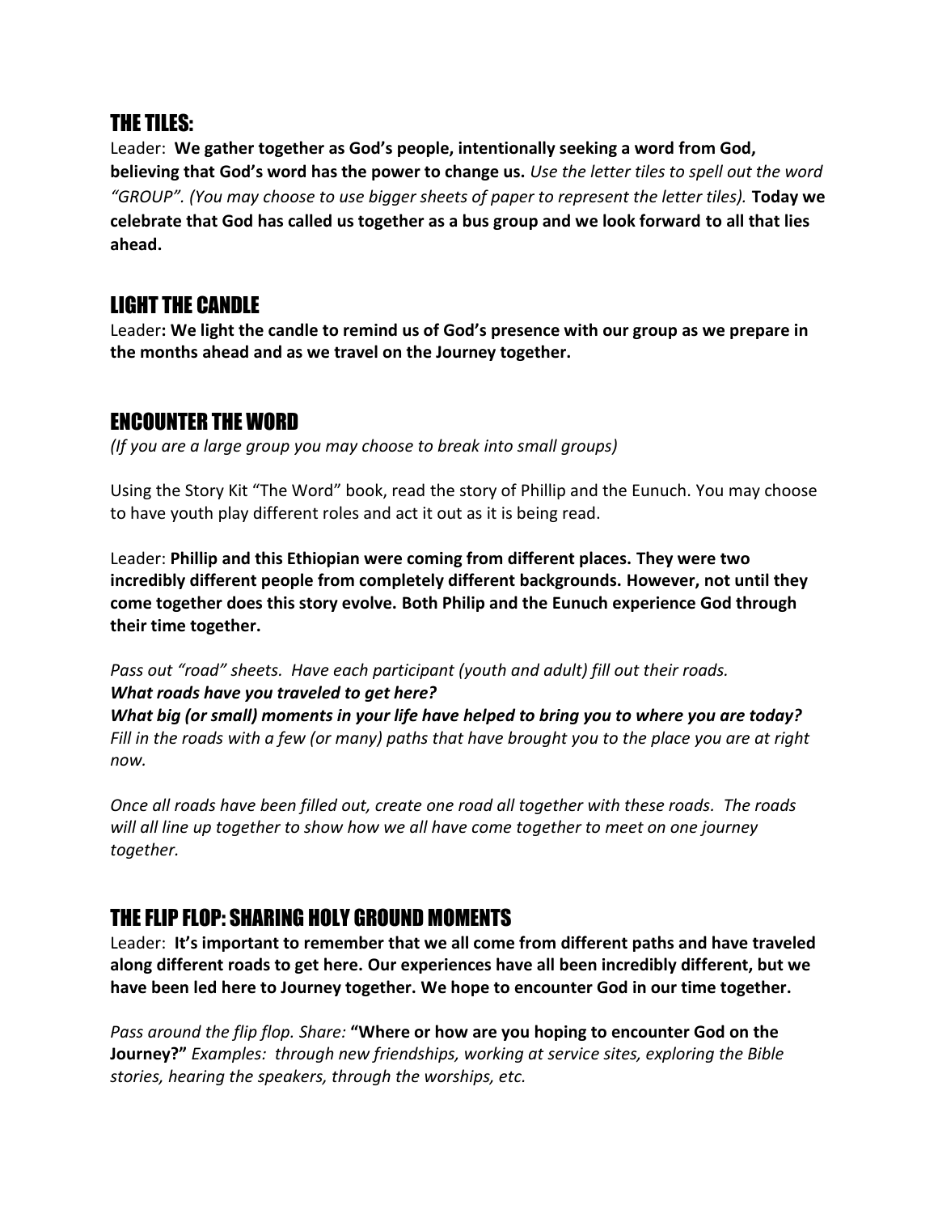## THE TILES:

Leader: **We gather together as God's people, intentionally seeking a word from God, believing that God's word has the power to change us.** *Use the letter tiles to spell out the word "GROUP". (You may choose to use bigger sheets of paper to represent the letter tiles).* **Today we celebrate that God has called us together as a bus group and we look forward to all that lies ahead.**

## LIGHT THE CANDLE

Leader**: We light the candle to remind us of God's presence with our group as we prepare in the months ahead and as we travel on the Journey together.**

## ENCOUNTER THE WORD

*(If you are a large group you may choose to break into small groups)*

Using the Story Kit "The Word" book, read the story of Phillip and the Eunuch. You may choose to have youth play different roles and act it out as it is being read.

Leader: **Phillip and this Ethiopian were coming from different places. They were two incredibly different people from completely different backgrounds. However, not until they come together does this story evolve. Both Philip and the Eunuch experience God through their time together.**

*Pass out "road" sheets. Have each participant (youth and adult) fill out their roads.*
***What roads have you traveled to get here?***
***What big (or small) moments in your life have helped to bring you to where you are today?*** *Fill in the roads with a few (or many) paths that have brought you to the place you are at right now.*

*Once all roads have been filled out, create one road all together with these roads. The roads will all line up together to show how we all have come together to meet on one journey together.*

## THE FLIP FLOP: SHARING HOLY GROUND MOMENTS

Leader: **It's important to remember that we all come from different paths and have traveled along different roads to get here. Our experiences have all been incredibly different, but we have been led here to Journey together. We hope to encounter God in our time together.**

*Pass around the flip flop. Share:* **"Where or how are you hoping to encounter God on the Journey?"** *Examples: through new friendships, working at service sites, exploring the Bible stories, hearing the speakers, through the worships, etc.*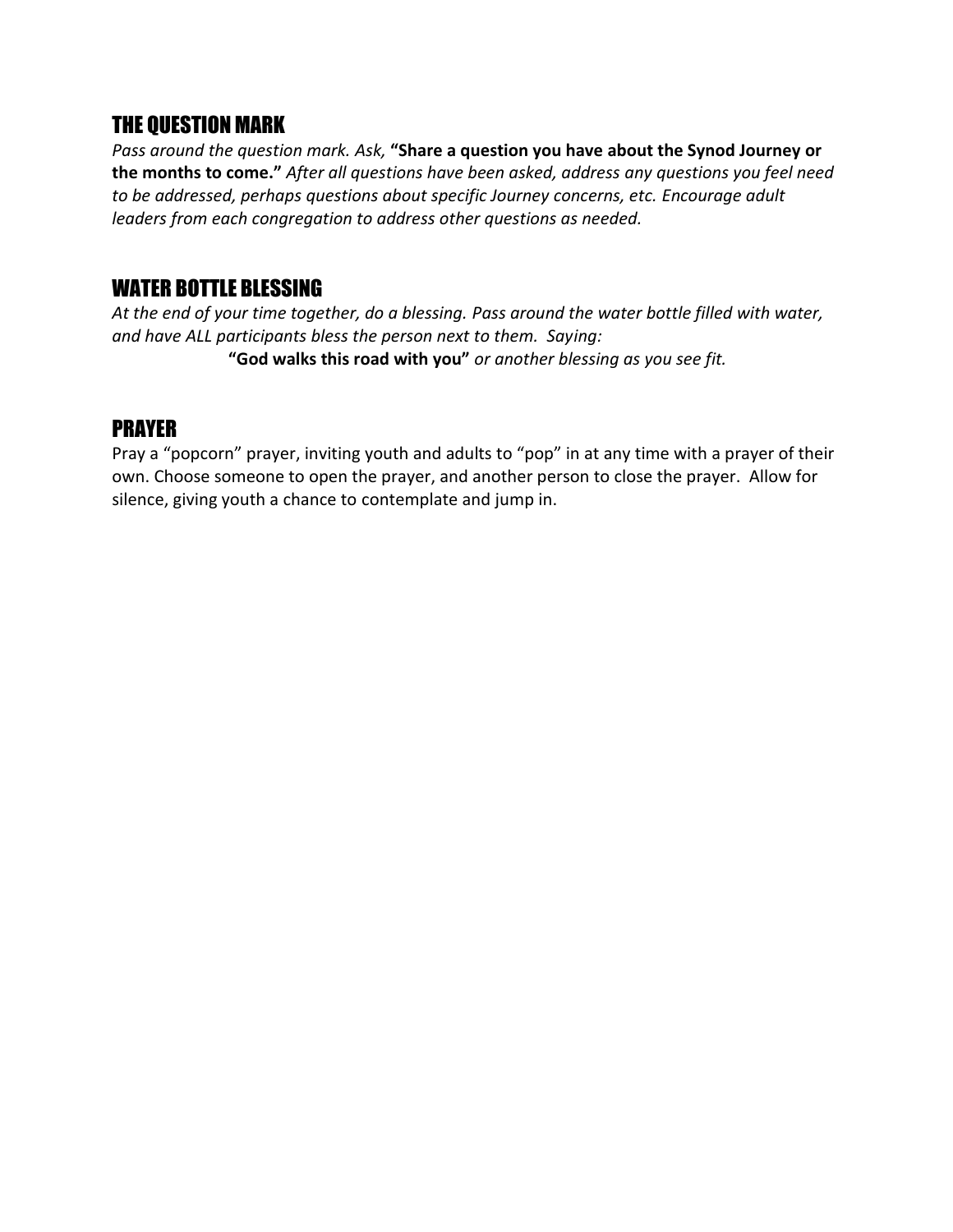## THE QUESTION MARK

*Pass around the question mark. Ask,* **"Share a question you have about the Synod Journey or the months to come."** *After all questions have been asked, address any questions you feel need to be addressed, perhaps questions about specific Journey concerns, etc. Encourage adult leaders from each congregation to address other questions as needed.*

## WATER BOTTLE BLESSING

*At the end of your time together, do a blessing. Pass around the water bottle filled with water, and have ALL participants bless the person next to them. Saying:*

**"God walks this road with you"** *or another blessing as you see fit.*

## PRAYER

Pray a "popcorn" prayer, inviting youth and adults to "pop" in at any time with a prayer of their own. Choose someone to open the prayer, and another person to close the prayer. Allow for silence, giving youth a chance to contemplate and jump in.